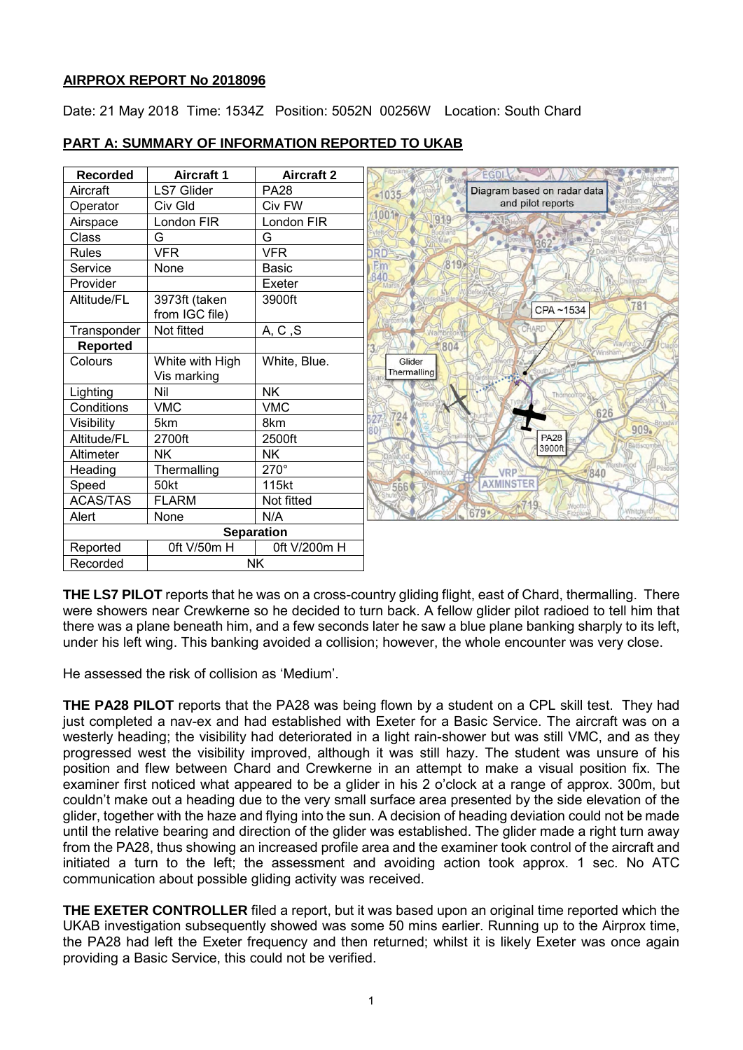**AIRPROX REPORT No 2018096**

Date: 21 May 2018 Time: 1534Z Position: 5052N 00256W Location: South Chard

## PART A: SUMMARY OF INFORMATION REPORTED TO UKAB

| Recorded | Aircraft 1 | Aircraft 2 |
|---|---|---|
| Aircraft | LS7 Glider | PA28 |
| Operator | Civ Gld | Civ FW |
| Airspace | London FIR | London FIR |
| Class | G | G |
| Rules | VFR | VFR |
| Service | None | Basic |
| Provider | | Exeter |
| Altitude/FL | 3973ft (taken from IGC file) | 3900ft |
| Transponder | Not fitted | A, C ,S |
| **Reported** | | |
| Colours | White with High Vis marking | White, Blue. |
| Lighting | Nil | NK |
| Conditions | VMC | VMC |
| Visibility | 5km | 8km |
| Altitude/FL | 2700ft | 2500ft |
| Altimeter | NK | NK |
| Heading | Thermalling | 270° |
| Speed | 50kt | 115kt |
| ACAS/TAS | FLARM | Not fitted |
| Alert | None | N/A |
| **Separation** | | |
| Reported | 0ft V/50m H | 0ft V/200m H |
| Recorded | NK | |

Diagram based on radar data and pilot reports

**THE LS7 PILOT** reports that he was on a cross-country gliding flight, east of Chard, thermalling. There were showers near Crewkerne so he decided to turn back. A fellow glider pilot radioed to tell him that there was a plane beneath him, and a few seconds later he saw a blue plane banking sharply to its left, under his left wing. This banking avoided a collision; however, the whole encounter was very close.

He assessed the risk of collision as 'Medium'.

**THE PA28 PILOT** reports that the PA28 was being flown by a student on a CPL skill test. They had just completed a nav-ex and had established with Exeter for a Basic Service. The aircraft was on a westerly heading; the visibility had deteriorated in a light rain-shower but was still VMC, and as they progressed west the visibility improved, although it was still hazy. The student was unsure of his position and flew between Chard and Crewkerne in an attempt to make a visual position fix. The examiner first noticed what appeared to be a glider in his 2 o'clock at a range of approx. 300m, but couldn't make out a heading due to the very small surface area presented by the side elevation of the glider, together with the haze and flying into the sun. A decision of heading deviation could not be made until the relative bearing and direction of the glider was established. The glider made a right turn away from the PA28, thus showing an increased profile area and the examiner took control of the aircraft and initiated a turn to the left; the assessment and avoiding action took approx. 1 sec. No ATC communication about possible gliding activity was received.

**THE EXETER CONTROLLER** filed a report, but it was based upon an original time reported which the UKAB investigation subsequently showed was some 50 mins earlier. Running up to the Airprox time, the PA28 had left the Exeter frequency and then returned; whilst it is likely Exeter was once again providing a Basic Service, this could not be verified.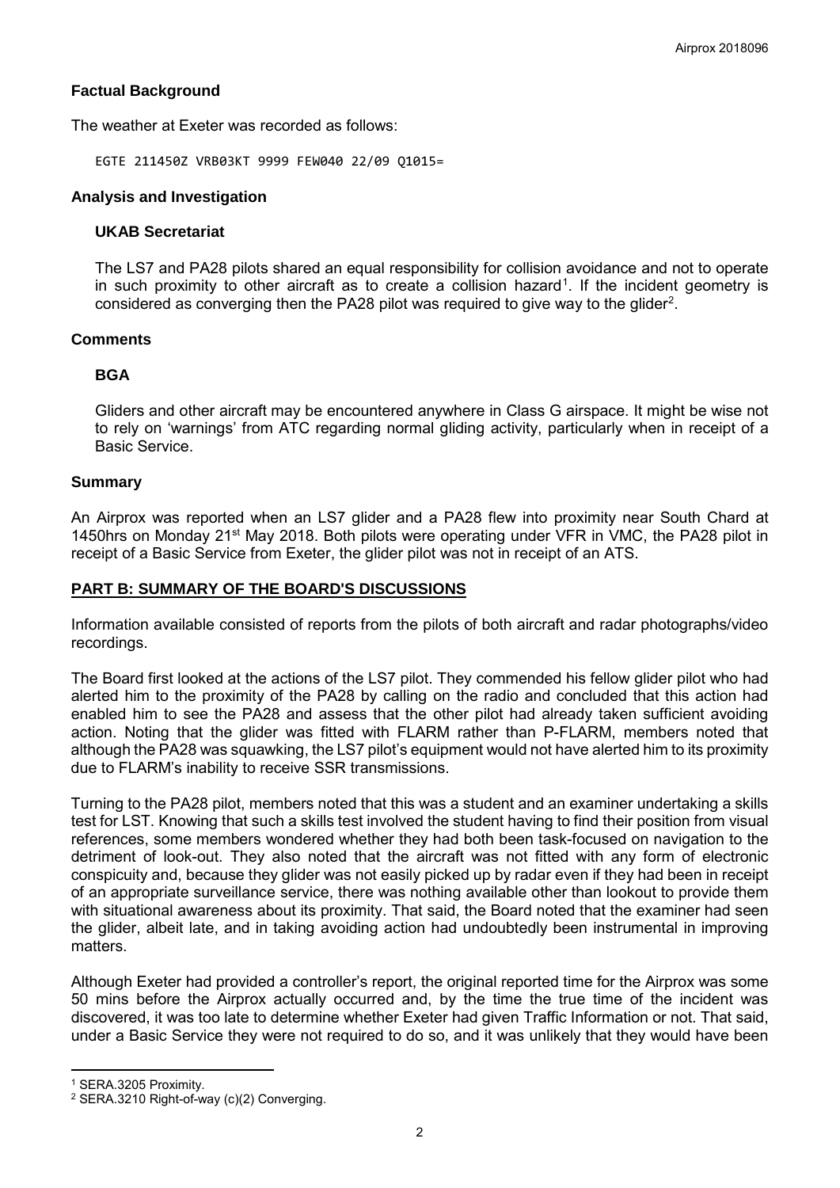## Factual Background

The weather at Exeter was recorded as follows:

```
EGTE 211450Z VRB03KT 9999 FEW040 22/09 Q1015=
```

## Analysis and Investigation

### UKAB Secretariat

The LS7 and PA28 pilots shared an equal responsibility for collision avoidance and not to operate in such proximity to other aircraft as to create a collision hazard[1]. If the incident geometry is considered as converging then the PA28 pilot was required to give way to the glider[2].

## Comments

### BGA

Gliders and other aircraft may be encountered anywhere in Class G airspace. It might be wise not to rely on 'warnings' from ATC regarding normal gliding activity, particularly when in receipt of a Basic Service.

## Summary

An Airprox was reported when an LS7 glider and a PA28 flew into proximity near South Chard at 1450hrs on Monday 21st May 2018. Both pilots were operating under VFR in VMC, the PA28 pilot in receipt of a Basic Service from Exeter, the glider pilot was not in receipt of an ATS.

## PART B: SUMMARY OF THE BOARD'S DISCUSSIONS

Information available consisted of reports from the pilots of both aircraft and radar photographs/video recordings.

The Board first looked at the actions of the LS7 pilot. They commended his fellow glider pilot who had alerted him to the proximity of the PA28 by calling on the radio and concluded that this action had enabled him to see the PA28 and assess that the other pilot had already taken sufficient avoiding action. Noting that the glider was fitted with FLARM rather than P-FLARM, members noted that although the PA28 was squawking, the LS7 pilot's equipment would not have alerted him to its proximity due to FLARM's inability to receive SSR transmissions.

Turning to the PA28 pilot, members noted that this was a student and an examiner undertaking a skills test for LST. Knowing that such a skills test involved the student having to find their position from visual references, some members wondered whether they had both been task-focused on navigation to the detriment of look-out. They also noted that the aircraft was not fitted with any form of electronic conspicuity and, because they glider was not easily picked up by radar even if they had been in receipt of an appropriate surveillance service, there was nothing available other than lookout to provide them with situational awareness about its proximity. That said, the Board noted that the examiner had seen the glider, albeit late, and in taking avoiding action had undoubtedly been instrumental in improving matters.

Although Exeter had provided a controller's report, the original reported time for the Airprox was some 50 mins before the Airprox actually occurred and, by the time the true time of the incident was discovered, it was too late to determine whether Exeter had given Traffic Information or not. That said, under a Basic Service they were not required to do so, and it was unlikely that they would have been

---

[1] SERA.3205 Proximity.

[2] SERA.3210 Right-of-way (c)(2) Converging.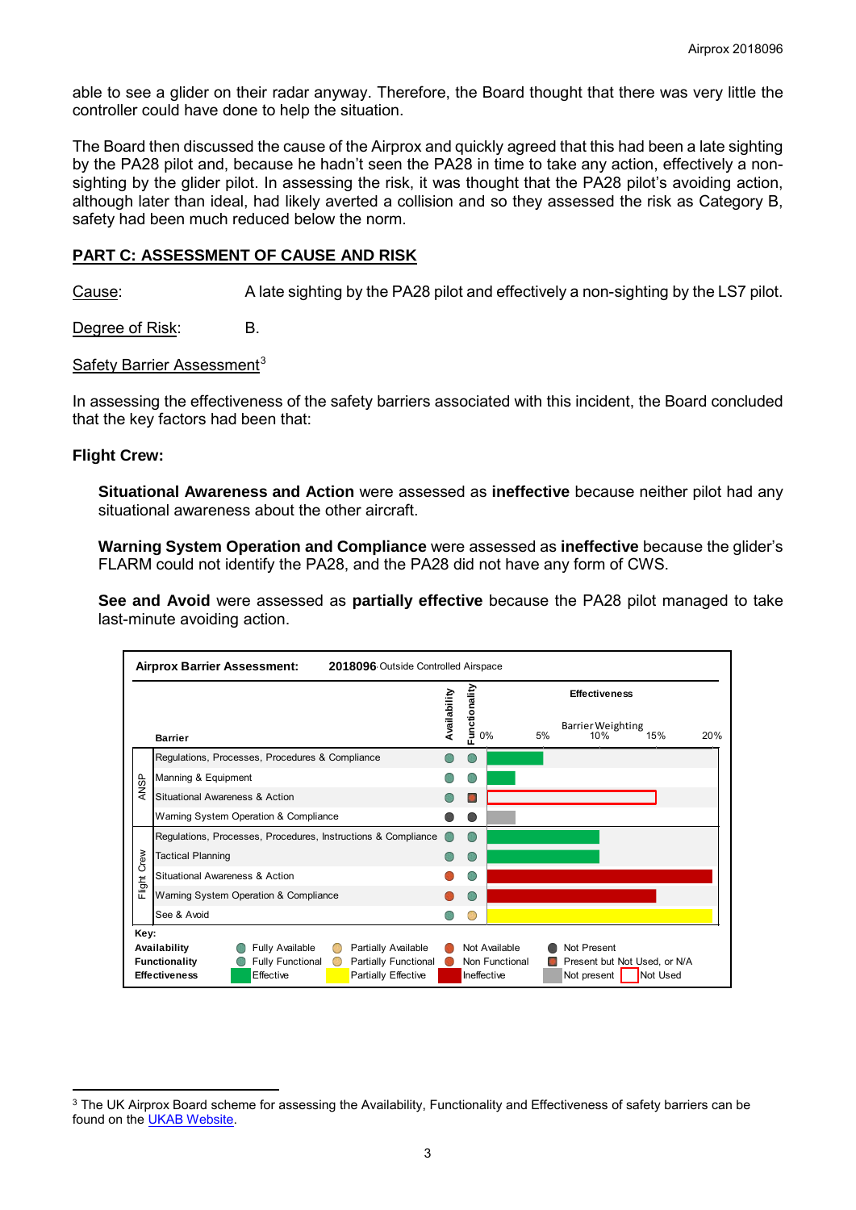able to see a glider on their radar anyway. Therefore, the Board thought that there was very little the controller could have done to help the situation.

The Board then discussed the cause of the Airprox and quickly agreed that this had been a late sighting by the PA28 pilot and, because he hadn't seen the PA28 in time to take any action, effectively a non-sighting by the glider pilot. In assessing the risk, it was thought that the PA28 pilot's avoiding action, although later than ideal, had likely averted a collision and so they assessed the risk as Category B, safety had been much reduced below the norm.

## PART C: ASSESSMENT OF CAUSE AND RISK

Cause: A late sighting by the PA28 pilot and effectively a non-sighting by the LS7 pilot.

Degree of Risk: B.

Safety Barrier Assessment[3]

In assessing the effectiveness of the safety barriers associated with this incident, the Board concluded that the key factors had been that:

**Flight Crew:**

**Situational Awareness and Action** were assessed as **ineffective** because neither pilot had any situational awareness about the other aircraft.

**Warning System Operation and Compliance** were assessed as **ineffective** because the glider's FLARM could not identify the PA28, and the PA28 did not have any form of CWS.

**See and Avoid** were assessed as **partially effective** because the PA28 pilot managed to take last-minute avoiding action.

Airprox Barrier Assessment: 2018096 Outside Controlled Airspace

Barrier
Availability
Functionality
Effectiveness
Barrier Weighting
0%
5%
10%
15%
20%

ANSP
Regulations, Processes, Procedures & Compliance
Manning & Equipment
Situational Awareness & Action
Warning System Operation & Compliance

Flight Crew
Regulations, Processes, Procedures, Instructions & Compliance
Tactical Planning
Situational Awareness & Action
Warning System Operation & Compliance
See & Avoid

Key:
Availability: Fully Available, Partially Available, Not Available, Not Present
Functionality: Fully Functional, Partially Functional, Non Functional, Present but Not Used, or N/A
Effectiveness: Effective, Partially Effective, Ineffective, Not present, Not Used

[3] The UK Airprox Board scheme for assessing the Availability, Functionality and Effectiveness of safety barriers can be found on the UKAB Website.